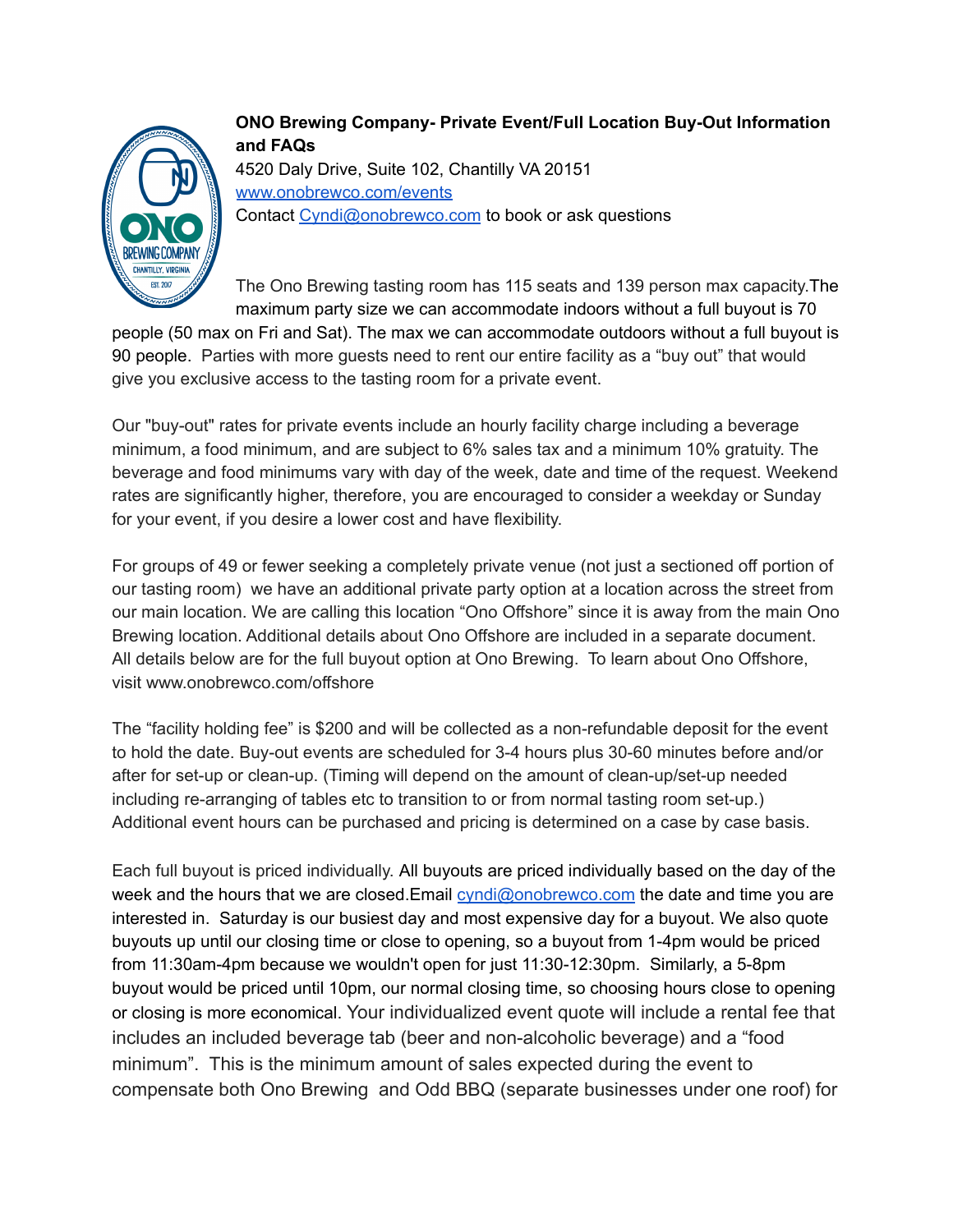**ONO Brewing Company- Private Event/Full Location Buy-Out Information and FAQs**

4520 Daly Drive, Suite 102, Chantilly VA 20151
www.onobrewco.com/events
Contact Cyndi@onobrewco.com to book or ask questions

The Ono Brewing tasting room has 115 seats and 139 person max capacity.The maximum party size we can accommodate indoors without a full buyout is 70 people (50 max on Fri and Sat). The max we can accommodate outdoors without a full buyout is 90 people. Parties with more guests need to rent our entire facility as a "buy out" that would give you exclusive access to the tasting room for a private event.

Our "buy-out" rates for private events include an hourly facility charge including a beverage minimum, a food minimum, and are subject to 6% sales tax and a minimum 10% gratuity. The beverage and food minimums vary with day of the week, date and time of the request. Weekend rates are significantly higher, therefore, you are encouraged to consider a weekday or Sunday for your event, if you desire a lower cost and have flexibility.

For groups of 49 or fewer seeking a completely private venue (not just a sectioned off portion of our tasting room) we have an additional private party option at a location across the street from our main location. We are calling this location "Ono Offshore" since it is away from the main Ono Brewing location. Additional details about Ono Offshore are included in a separate document. All details below are for the full buyout option at Ono Brewing. To learn about Ono Offshore, visit www.onobrewco.com/offshore

The "facility holding fee" is $200 and will be collected as a non-refundable deposit for the event to hold the date. Buy-out events are scheduled for 3-4 hours plus 30-60 minutes before and/or after for set-up or clean-up. (Timing will depend on the amount of clean-up/set-up needed including re-arranging of tables etc to transition to or from normal tasting room set-up.) Additional event hours can be purchased and pricing is determined on a case by case basis.

Each full buyout is priced individually. All buyouts are priced individually based on the day of the week and the hours that we are closed.Email cyndi@onobrewco.com the date and time you are interested in. Saturday is our busiest day and most expensive day for a buyout. We also quote buyouts up until our closing time or close to opening, so a buyout from 1-4pm would be priced from 11:30am-4pm because we wouldn't open for just 11:30-12:30pm. Similarly, a 5-8pm buyout would be priced until 10pm, our normal closing time, so choosing hours close to opening or closing is more economical. Your individualized event quote will include a rental fee that includes an included beverage tab (beer and non-alcoholic beverage) and a "food minimum". This is the minimum amount of sales expected during the event to compensate both Ono Brewing and Odd BBQ (separate businesses under one roof) for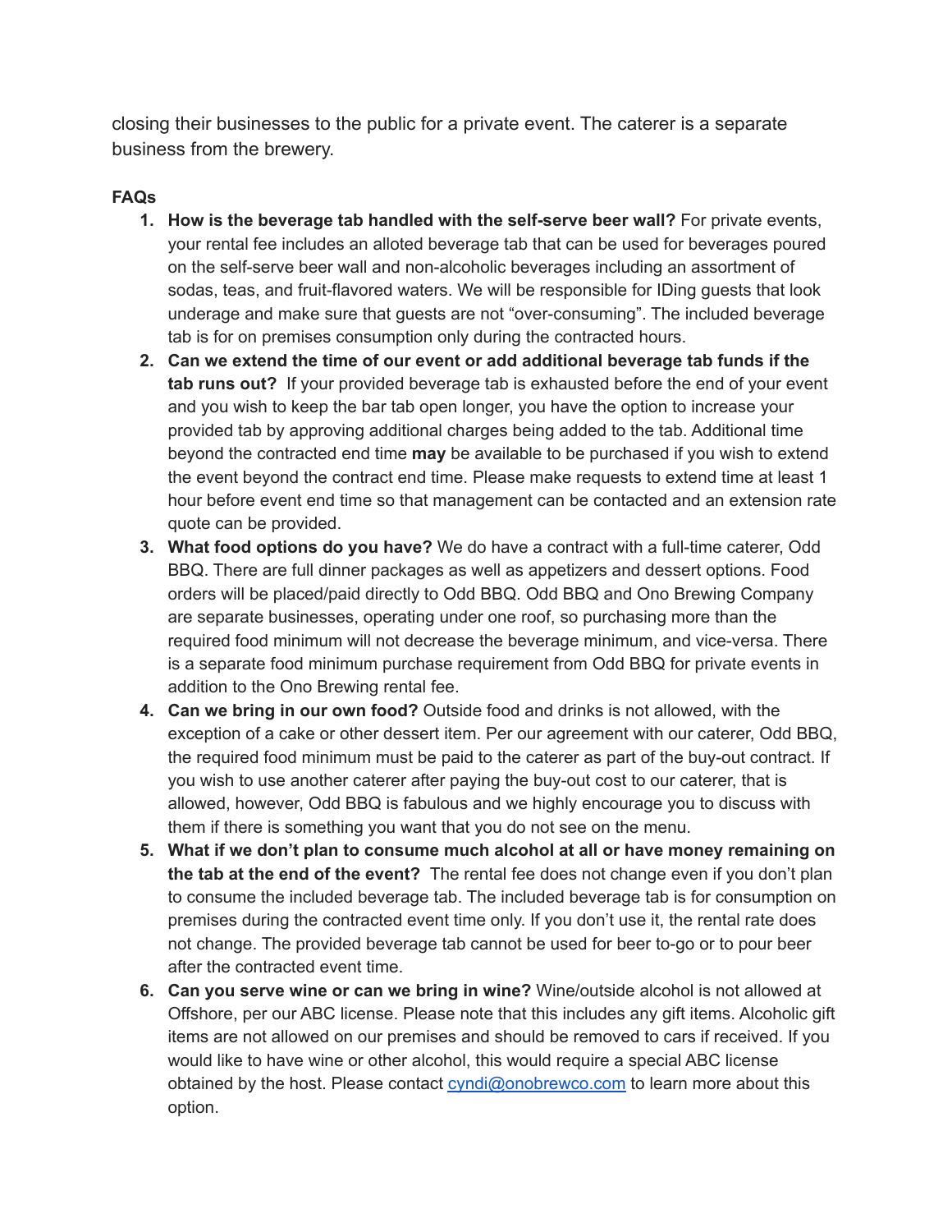closing their businesses to the public for a private event. The caterer is a separate business from the brewery.

**FAQs**

1. **How is the beverage tab handled with the self-serve beer wall?** For private events, your rental fee includes an alloted beverage tab that can be used for beverages poured on the self-serve beer wall and non-alcoholic beverages including an assortment of sodas, teas, and fruit-flavored waters. We will be responsible for IDing guests that look underage and make sure that guests are not "over-consuming". The included beverage tab is for on premises consumption only during the contracted hours.
2. **Can we extend the time of our event or add additional beverage tab funds if the tab runs out?** If your provided beverage tab is exhausted before the end of your event and you wish to keep the bar tab open longer, you have the option to increase your provided tab by approving additional charges being added to the tab. Additional time beyond the contracted end time **may** be available to be purchased if you wish to extend the event beyond the contract end time. Please make requests to extend time at least 1 hour before event end time so that management can be contacted and an extension rate quote can be provided.
3. **What food options do you have?** We do have a contract with a full-time caterer, Odd BBQ. There are full dinner packages as well as appetizers and dessert options. Food orders will be placed/paid directly to Odd BBQ. Odd BBQ and Ono Brewing Company are separate businesses, operating under one roof, so purchasing more than the required food minimum will not decrease the beverage minimum, and vice-versa. There is a separate food minimum purchase requirement from Odd BBQ for private events in addition to the Ono Brewing rental fee.
4. **Can we bring in our own food?** Outside food and drinks is not allowed, with the exception of a cake or other dessert item. Per our agreement with our caterer, Odd BBQ, the required food minimum must be paid to the caterer as part of the buy-out contract. If you wish to use another caterer after paying the buy-out cost to our caterer, that is allowed, however, Odd BBQ is fabulous and we highly encourage you to discuss with them if there is something you want that you do not see on the menu.
5. **What if we don't plan to consume much alcohol at all or have money remaining on the tab at the end of the event?** The rental fee does not change even if you don't plan to consume the included beverage tab. The included beverage tab is for consumption on premises during the contracted event time only. If you don't use it, the rental rate does not change. The provided beverage tab cannot be used for beer to-go or to pour beer after the contracted event time.
6. **Can you serve wine or can we bring in wine?** Wine/outside alcohol is not allowed at Offshore, per our ABC license. Please note that this includes any gift items. Alcoholic gift items are not allowed on our premises and should be removed to cars if received. If you would like to have wine or other alcohol, this would require a special ABC license obtained by the host. Please contact [cyndi@onobrewco.com](mailto:cyndi@onobrewco.com) to learn more about this option.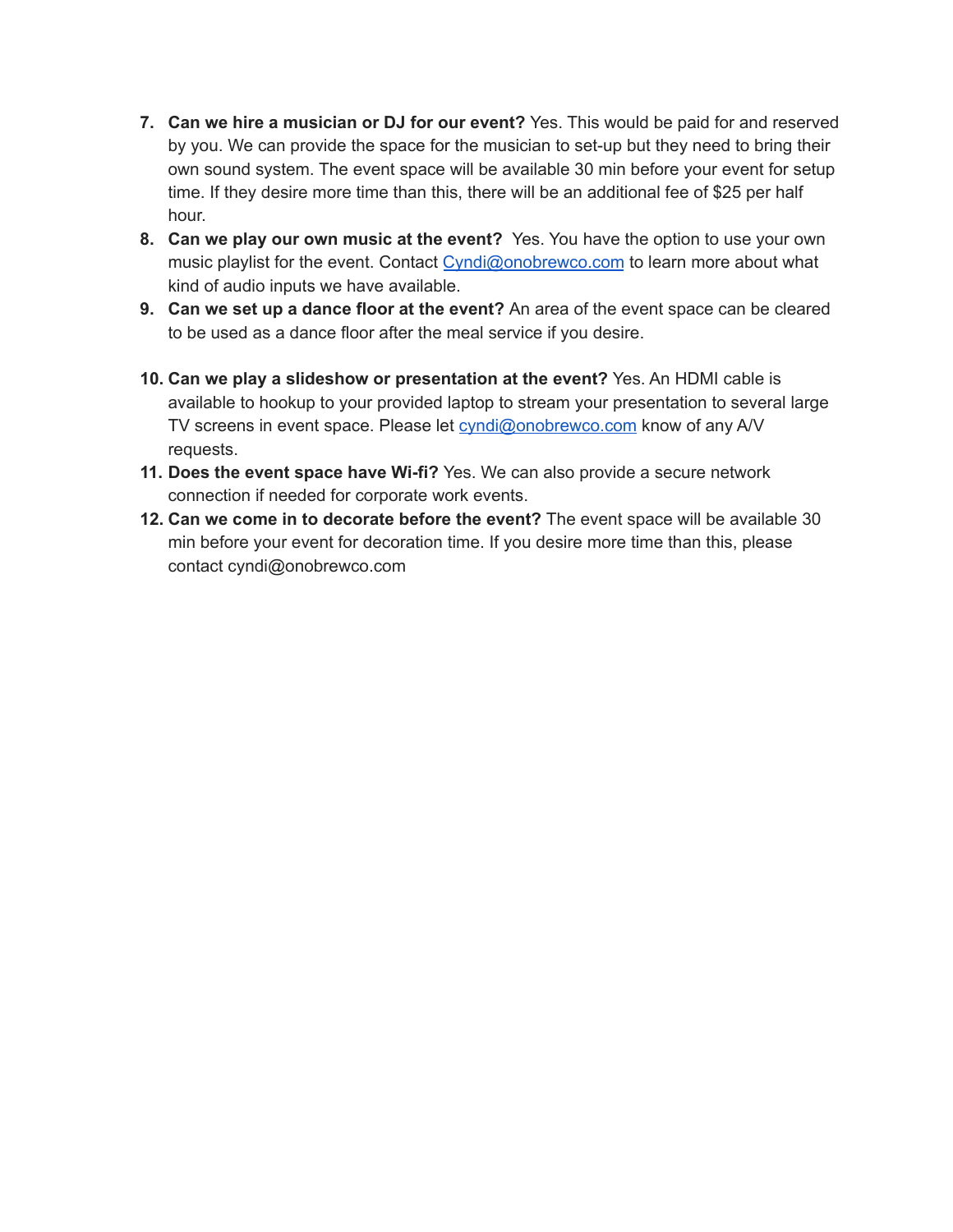7. **Can we hire a musician or DJ for our event?** Yes. This would be paid for and reserved by you. We can provide the space for the musician to set-up but they need to bring their own sound system. The event space will be available 30 min before your event for setup time. If they desire more time than this, there will be an additional fee of $25 per half hour.
8. **Can we play our own music at the event?** Yes. You have the option to use your own music playlist for the event. Contact [Cyndi@onobrewco.com](mailto:Cyndi@onobrewco.com) to learn more about what kind of audio inputs we have available.
9. **Can we set up a dance floor at the event?** An area of the event space can be cleared to be used as a dance floor after the meal service if you desire.
10. **Can we play a slideshow or presentation at the event?** Yes. An HDMI cable is available to hookup to your provided laptop to stream your presentation to several large TV screens in event space. Please let [cyndi@onobrewco.com](mailto:cyndi@onobrewco.com) know of any A/V requests.
11. **Does the event space have Wi-fi?** Yes. We can also provide a secure network connection if needed for corporate work events.
12. **Can we come in to decorate before the event?** The event space will be available 30 min before your event for decoration time. If you desire more time than this, please contact cyndi@onobrewco.com